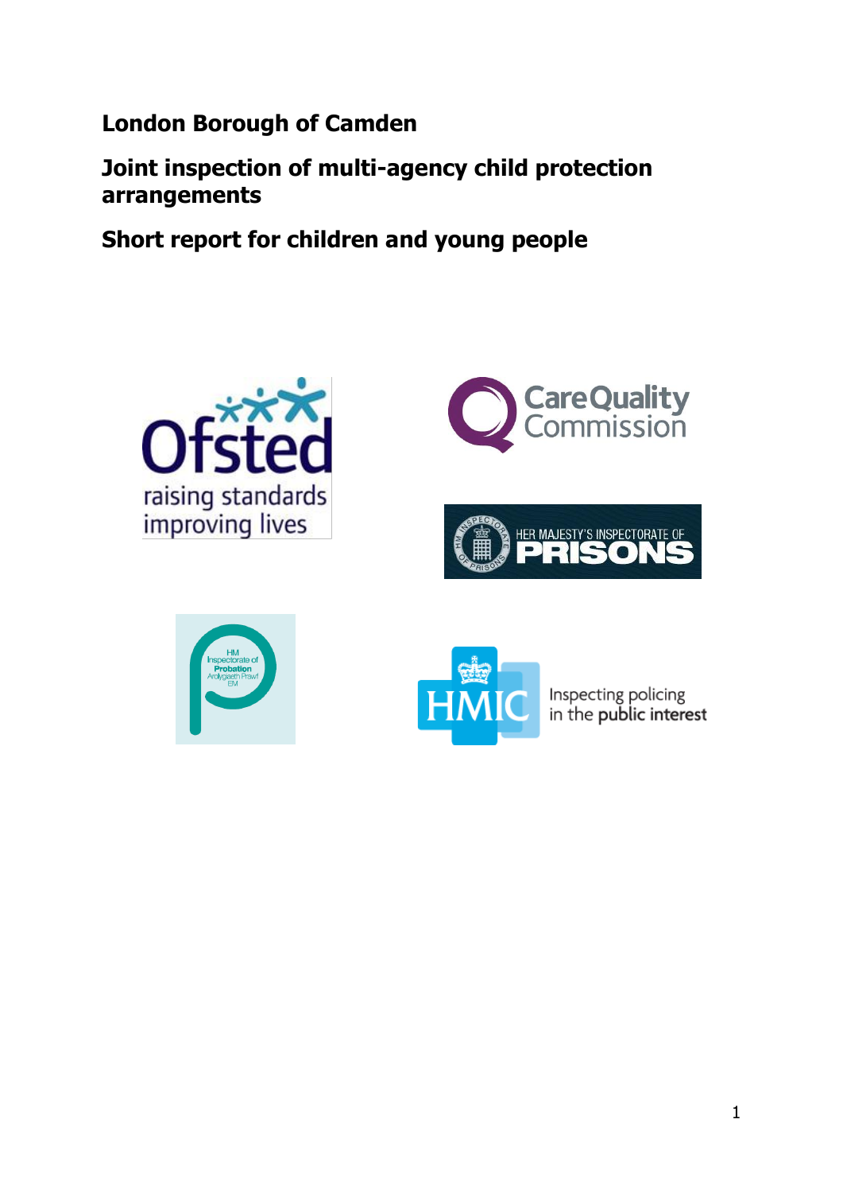# London Borough of Camden

## Joint inspection of multi-agency child protection arrangements

## Short report for children and young people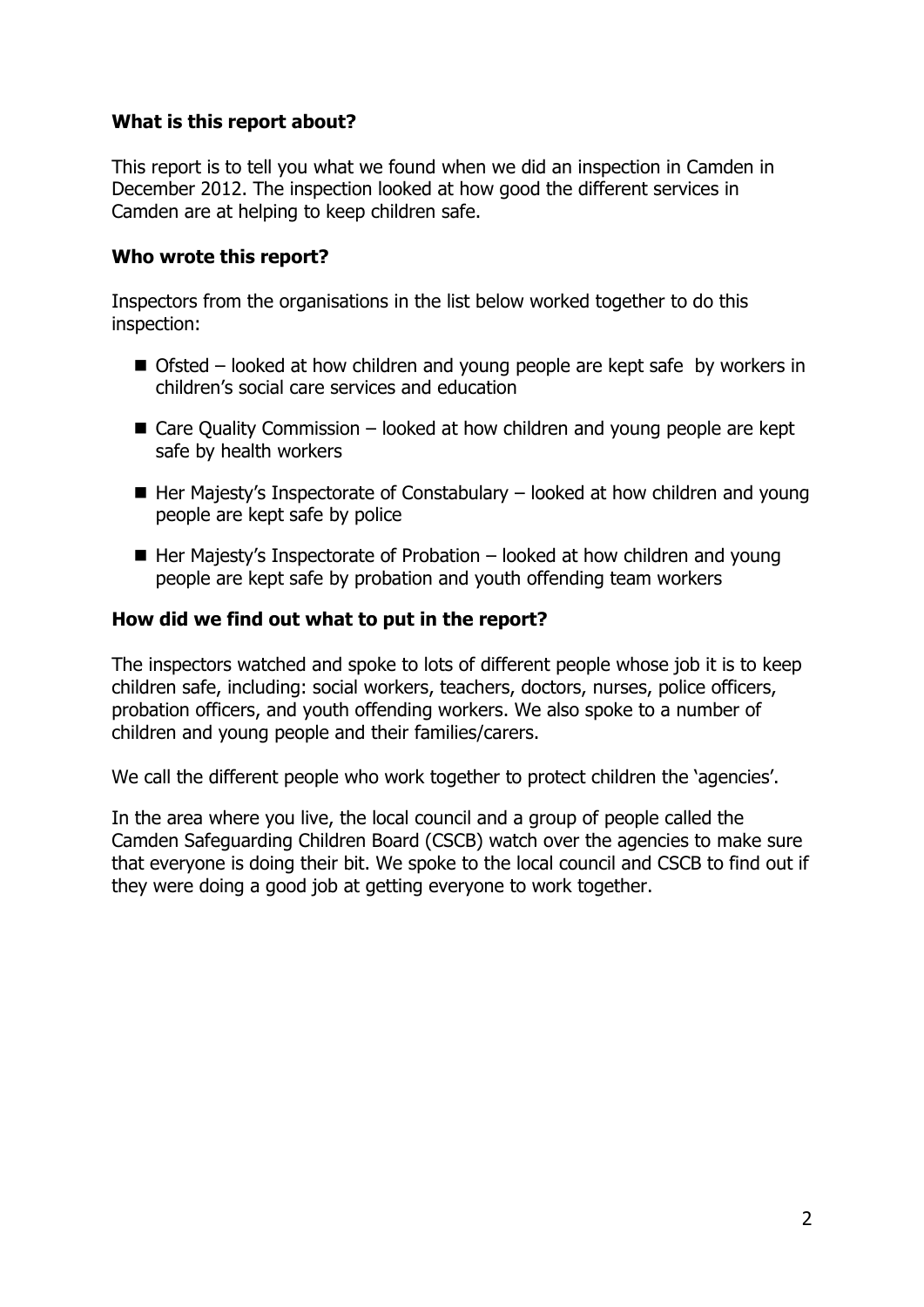**What is this report about?**

This report is to tell you what we found when we did an inspection in Camden in December 2012. The inspection looked at how good the different services in Camden are at helping to keep children safe.

**Who wrote this report?**

Inspectors from the organisations in the list below worked together to do this inspection:

- Ofsted – looked at how children and young people are kept safe by workers in children's social care services and education
- Care Quality Commission – looked at how children and young people are kept safe by health workers
- Her Majesty's Inspectorate of Constabulary – looked at how children and young people are kept safe by police
- Her Majesty's Inspectorate of Probation – looked at how children and young people are kept safe by probation and youth offending team workers

**How did we find out what to put in the report?**

The inspectors watched and spoke to lots of different people whose job it is to keep children safe, including: social workers, teachers, doctors, nurses, police officers, probation officers, and youth offending workers. We also spoke to a number of children and young people and their families/carers.

We call the different people who work together to protect children the 'agencies'.

In the area where you live, the local council and a group of people called the Camden Safeguarding Children Board (CSCB) watch over the agencies to make sure that everyone is doing their bit. We spoke to the local council and CSCB to find out if they were doing a good job at getting everyone to work together.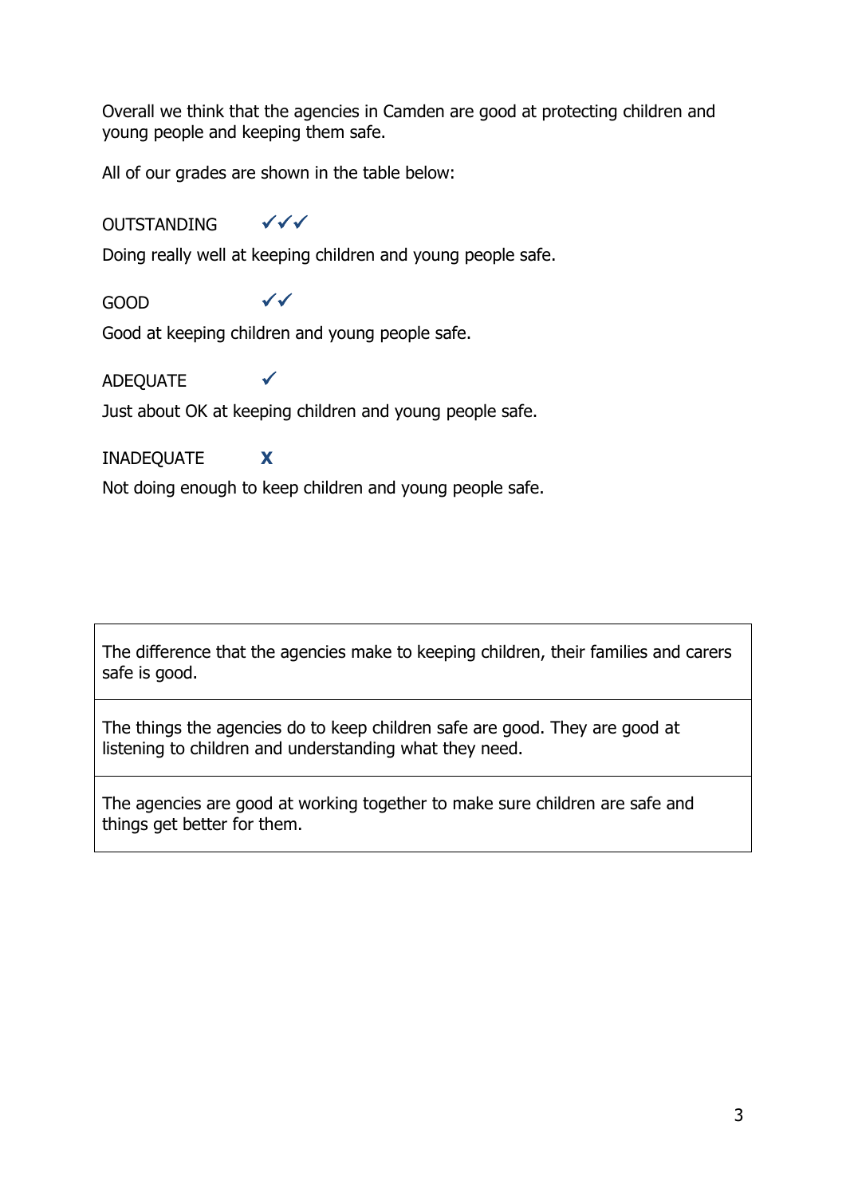Overall we think that the agencies in Camden are good at protecting children and young people and keeping them safe.

All of our grades are shown in the table below:

OUTSTANDING ✓✓✓

Doing really well at keeping children and young people safe.

GOOD ✓✓

Good at keeping children and young people safe.

ADEQUATE ✓

Just about OK at keeping children and young people safe.

INADEQUATE **X**

Not doing enough to keep children and young people safe.

| The difference that the agencies make to keeping children, their families and carers safe is good. |
|---|
| The things the agencies do to keep children safe are good. They are good at listening to children and understanding what they need. |
| The agencies are good at working together to make sure children are safe and things get better for them. |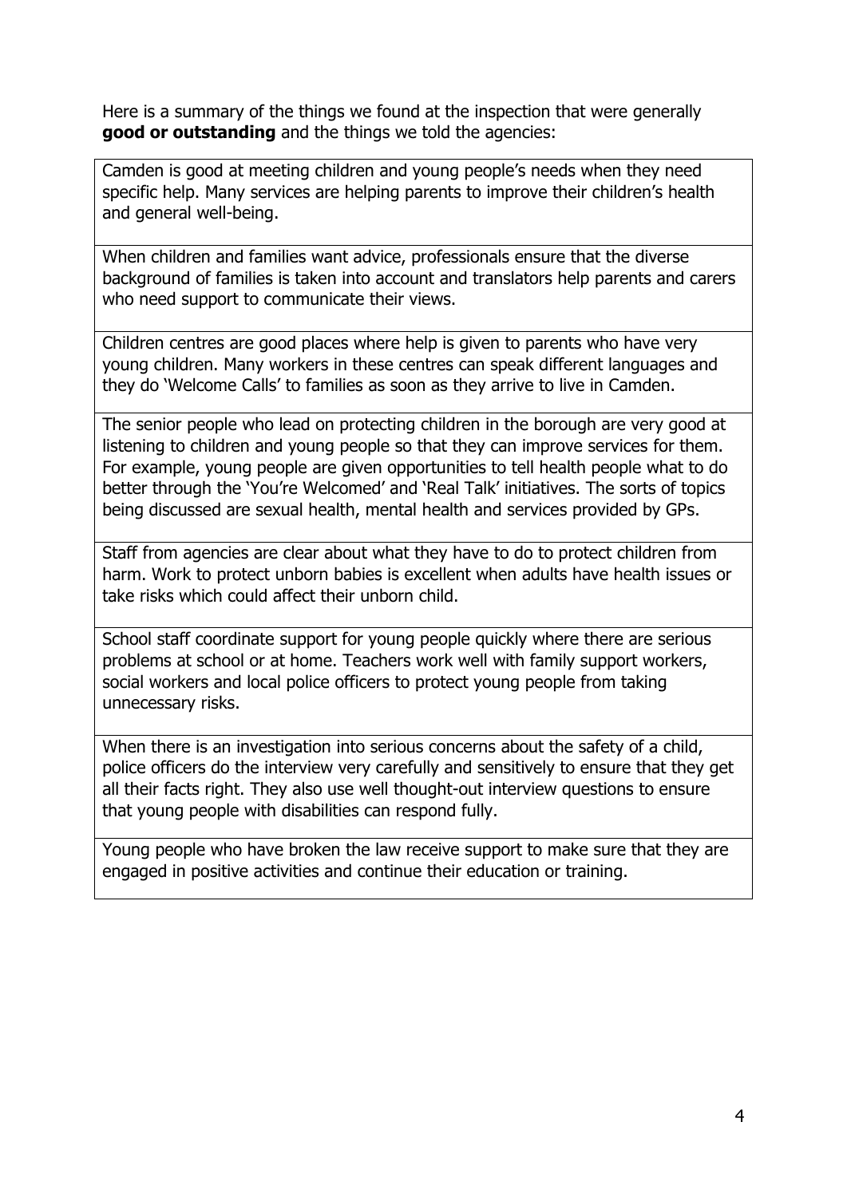Here is a summary of the things we found at the inspection that were generally **good or outstanding** and the things we told the agencies:

| |
|---|
| Camden is good at meeting children and young people's needs when they need specific help. Many services are helping parents to improve their children's health and general well-being. |
| When children and families want advice, professionals ensure that the diverse background of families is taken into account and translators help parents and carers who need support to communicate their views. |
| Children centres are good places where help is given to parents who have very young children. Many workers in these centres can speak different languages and they do 'Welcome Calls' to families as soon as they arrive to live in Camden. |
| The senior people who lead on protecting children in the borough are very good at listening to children and young people so that they can improve services for them. For example, young people are given opportunities to tell health people what to do better through the 'You're Welcomed' and 'Real Talk' initiatives. The sorts of topics being discussed are sexual health, mental health and services provided by GPs. |
| Staff from agencies are clear about what they have to do to protect children from harm. Work to protect unborn babies is excellent when adults have health issues or take risks which could affect their unborn child. |
| School staff coordinate support for young people quickly where there are serious problems at school or at home. Teachers work well with family support workers, social workers and local police officers to protect young people from taking unnecessary risks. |
| When there is an investigation into serious concerns about the safety of a child, police officers do the interview very carefully and sensitively to ensure that they get all their facts right. They also use well thought-out interview questions to ensure that young people with disabilities can respond fully. |
| Young people who have broken the law receive support to make sure that they are engaged in positive activities and continue their education or training. |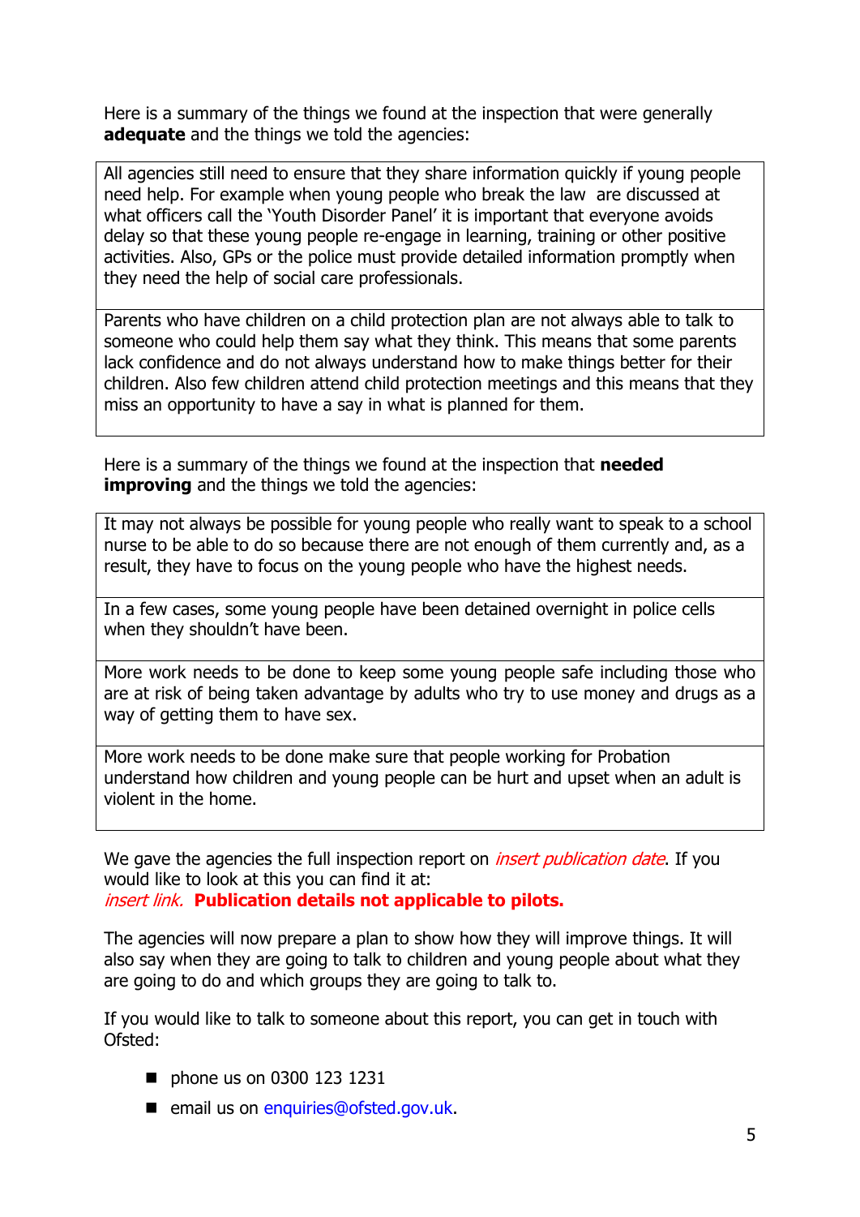Here is a summary of the things we found at the inspection that were generally **adequate** and the things we told the agencies:

| |
|---|
| All agencies still need to ensure that they share information quickly if young people need help. For example when young people who break the law are discussed at what officers call the 'Youth Disorder Panel' it is important that everyone avoids delay so that these young people re-engage in learning, training or other positive activities. Also, GPs or the police must provide detailed information promptly when they need the help of social care professionals. |
| Parents who have children on a child protection plan are not always able to talk to someone who could help them say what they think. This means that some parents lack confidence and do not always understand how to make things better for their children. Also few children attend child protection meetings and this means that they miss an opportunity to have a say in what is planned for them. |

Here is a summary of the things we found at the inspection that **needed improving** and the things we told the agencies:

| |
|---|
| It may not always be possible for young people who really want to speak to a school nurse to be able to do so because there are not enough of them currently and, as a result, they have to focus on the young people who have the highest needs. |
| In a few cases, some young people have been detained overnight in police cells when they shouldn't have been. |
| More work needs to be done to keep some young people safe including those who are at risk of being taken advantage by adults who try to use money and drugs as a way of getting them to have sex. |
| More work needs to be done make sure that people working for Probation understand how children and young people can be hurt and upset when an adult is violent in the home. |

We gave the agencies the full inspection report on *insert publication date*. If you would like to look at this you can find it at:
*insert link.* **Publication details not applicable to pilots.**

The agencies will now prepare a plan to show how they will improve things. It will also say when they are going to talk to children and young people about what they are going to do and which groups they are going to talk to.

If you would like to talk to someone about this report, you can get in touch with Ofsted:

- phone us on 0300 123 1231
- email us on enquiries@ofsted.gov.uk.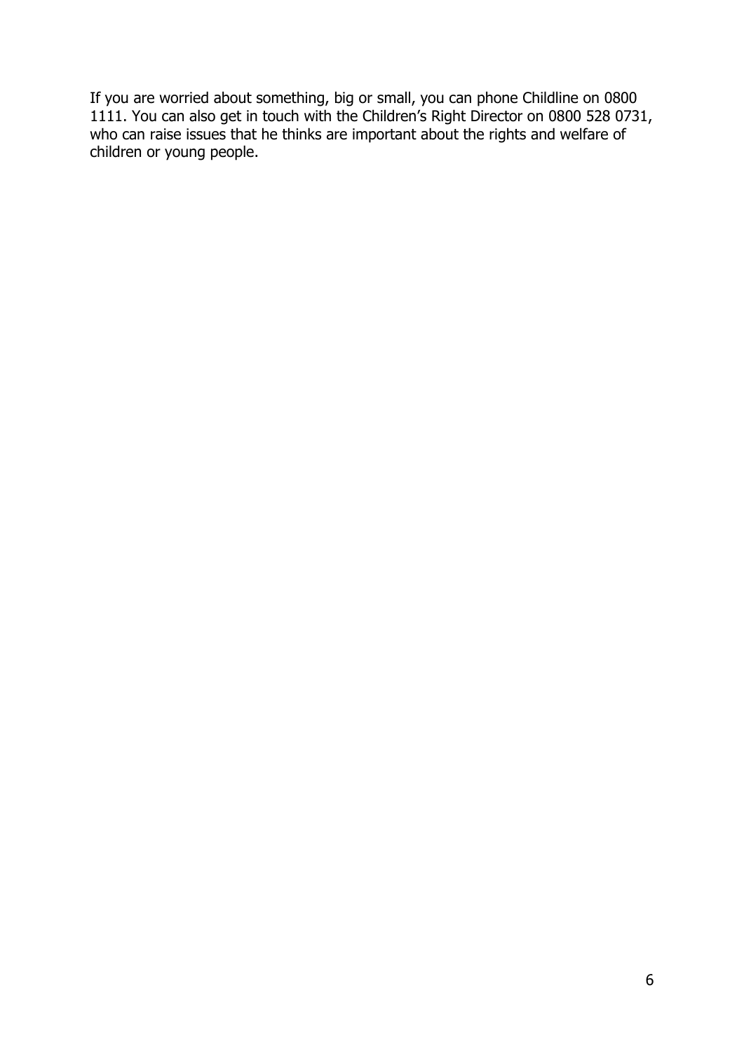If you are worried about something, big or small, you can phone Childline on 0800 1111. You can also get in touch with the Children's Right Director on 0800 528 0731, who can raise issues that he thinks are important about the rights and welfare of children or young people.